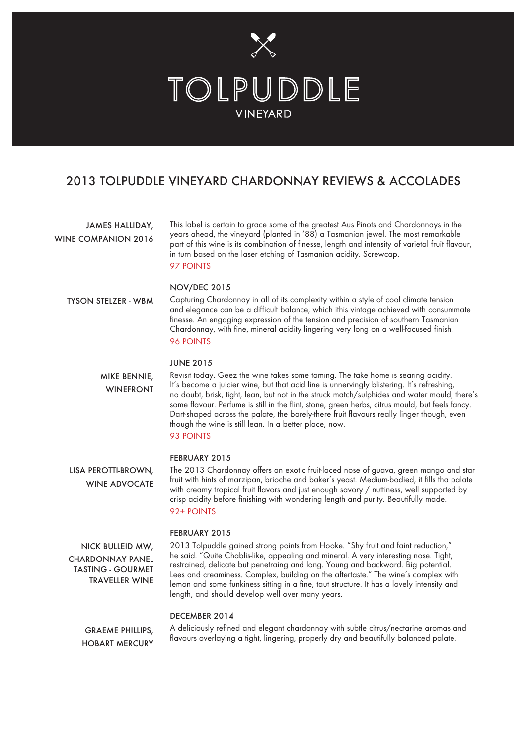# TOLPUDDLE

VINEYARD

## 2013 TOLPUDDLE VINEYARD CHARDONNAY REVIEWS & ACCOLADES

**JAMES HALLIDAY, WINE COMPANION 2016**

This label is certain to grace some of the greatest Aus Pinots and Chardonnays in the years ahead, the vineyard (planted in '88) a Tasmanian jewel. The most remarkable part of this wine is its combination of finesse, length and intensity of varietal fruit flavour, in turn based on the laser etching of Tasmanian acidity. Screwcap.

97 POINTS

**NOV/DEC 2015**

**TYSON STELZER - WBM**

Capturing Chardonnay in all of its complexity within a style of cool climate tension and elegance can be a difficult balance, which ithis vintage achieved with consummate finesse. An engaging expression of the tension and precision of southern Tasmanian Chardonnay, with fine, mineral acidity lingering very long on a well-focused finish.

96 POINTS

**JUNE 2015**

**MIKE BENNIE, WINEFRONT**

Revisit today. Geez the wine takes some taming. The take home is searing acidity. It's become a juicier wine, but that acid line is unnervingly blistering. It's refreshing, no doubt, brisk, tight, lean, but not in the struck match/sulphides and water mould, there's some flavour. Perfume is still in the flint, stone, green herbs, citrus mould, but feels fancy. Dart-shaped across the palate, the barely-there fruit flavours really linger though, even though the wine is still lean. In a better place, now.

93 POINTS

**FEBRUARY 2015**

**LISA PEROTTI-BROWN, WINE ADVOCATE**

The 2013 Chardonnay offers an exotic fruit-laced nose of guava, green mango and star fruit with hints of marzipan, brioche and baker's yeast. Medium-bodied, it fills tha palate with creamy tropical fruit flavors and just enough savory / nuttiness, well supported by crisp acidity before finishing with wondering length and purity. Beautifully made.

92+ POINTS

**FEBRUARY 2015**

**NICK BULLEID MW, CHARDONNAY PANEL TASTING - GOURMET TRAVELLER WINE**

2013 Tolpuddle gained strong points from Hooke. "Shy fruit and faint reduction," he said. "Quite Chablis-like, appealing and mineral. A very interesting nose. Tight, restrained, delicate but penetraing and long. Young and backward. Big potential. Lees and creaminess. Complex, building on the aftertaste." The wine's complex with lemon and some funkiness sitting in a fine, taut structure. It has a lovely intensity and length, and should develop well over many years.

**DECEMBER 2014**

**GRAEME PHILLIPS, HOBART MERCURY**

A deliciously refined and elegant chardonnay with subtle citrus/nectarine aromas and flavours overlaying a tight, lingering, properly dry and beautifully balanced palate.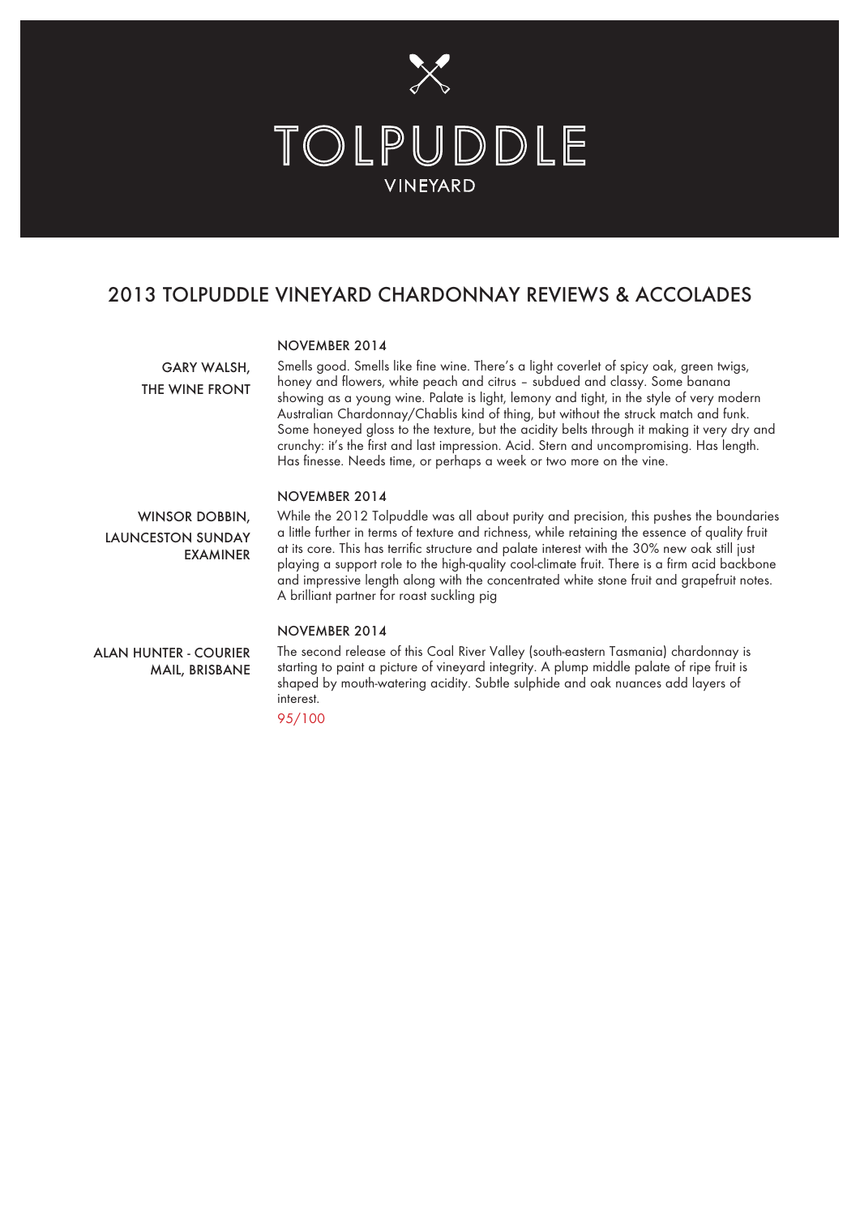# TOLPUDDLE

VINEYARD

## 2013 TOLPUDDLE VINEYARD CHARDONNAY REVIEWS & ACCOLADES

**GARY WALSH, THE WINE FRONT**

NOVEMBER 2014

Smells good. Smells like fine wine. There's a light coverlet of spicy oak, green twigs, honey and flowers, white peach and citrus – subdued and classy. Some banana showing as a young wine. Palate is light, lemony and tight, in the style of very modern Australian Chardonnay/Chablis kind of thing, but without the struck match and funk. Some honeyed gloss to the texture, but the acidity belts through it making it very dry and crunchy: it's the first and last impression. Acid. Stern and uncompromising. Has length. Has finesse. Needs time, or perhaps a week or two more on the vine.

**WINSOR DOBBIN, LAUNCESTON SUNDAY EXAMINER**

NOVEMBER 2014

While the 2012 Tolpuddle was all about purity and precision, this pushes the boundaries a little further in terms of texture and richness, while retaining the essence of quality fruit at its core. This has terrific structure and palate interest with the 30% new oak still just playing a support role to the high-quality cool-climate fruit. There is a firm acid backbone and impressive length along with the concentrated white stone fruit and grapefruit notes. A brilliant partner for roast suckling pig

**ALAN HUNTER - COURIER MAIL, BRISBANE**

NOVEMBER 2014

The second release of this Coal River Valley (south-eastern Tasmania) chardonnay is starting to paint a picture of vineyard integrity. A plump middle palate of ripe fruit is shaped by mouth-watering acidity. Subtle sulphide and oak nuances add layers of interest.

95/100